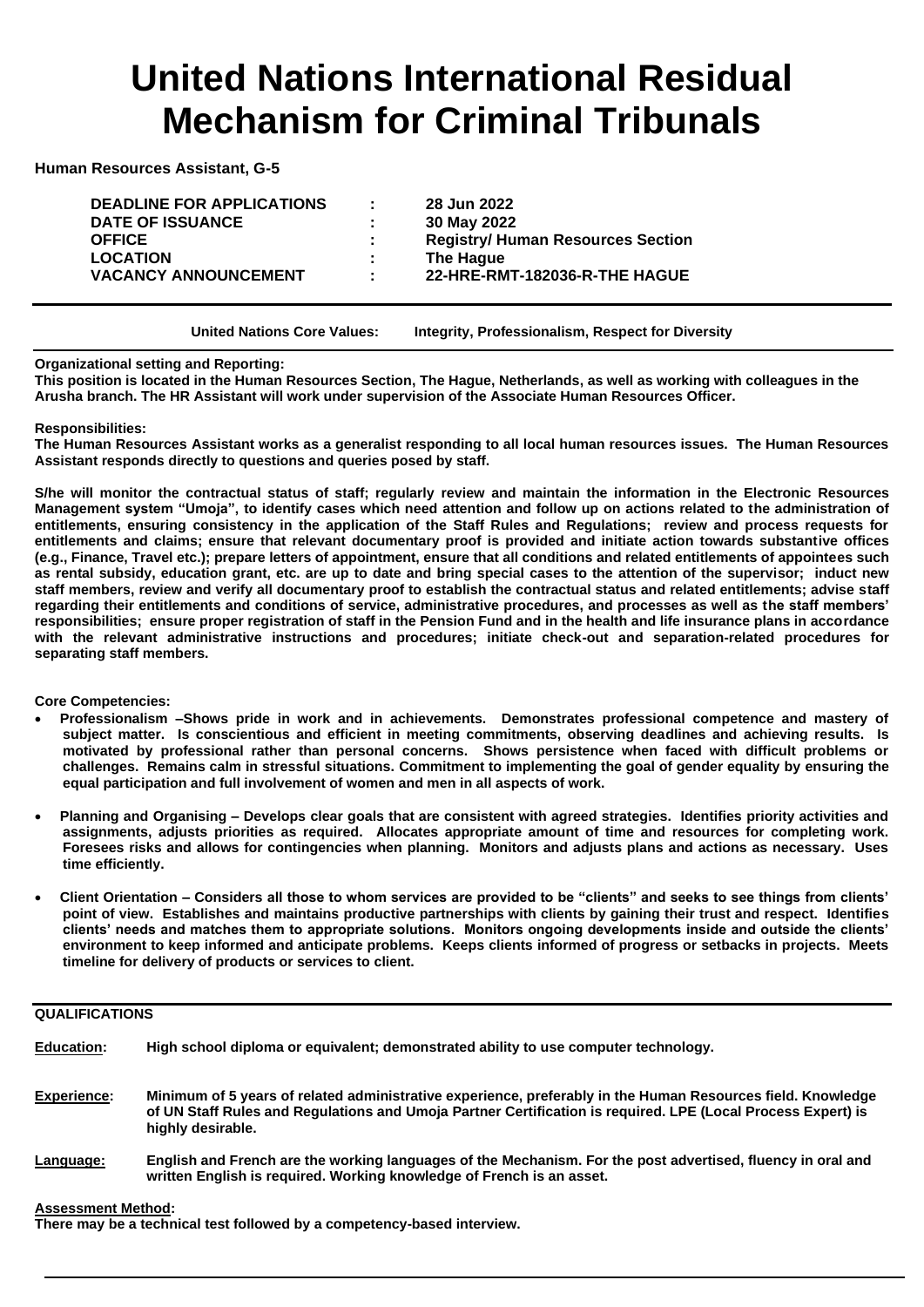# United Nations International Residual Mechanism for Criminal Tribunals

**Human Resources Assistant, G-5**

| | | |
|---|---|---|
| **DEADLINE FOR APPLICATIONS** | : | **28 Jun 2022** |
| **DATE OF ISSUANCE** | : | **30 May 2022** |
| **OFFICE** | : | **Registry/ Human Resources Section** |
| **LOCATION** | : | **The Hague** |
| **VACANCY ANNOUNCEMENT** | : | **22-HRE-RMT-182036-R-THE HAGUE** |

**United Nations Core Values:** **Integrity, Professionalism, Respect for Diversity**

**Organizational setting and Reporting:**
**This position is located in the Human Resources Section, The Hague, Netherlands, as well as working with colleagues in the Arusha branch. The HR Assistant will work under supervision of the Associate Human Resources Officer.**

**Responsibilities:**
**The Human Resources Assistant works as a generalist responding to all local human resources issues. The Human Resources Assistant responds directly to questions and queries posed by staff.**

**S/he will monitor the contractual status of staff; regularly review and maintain the information in the Electronic Resources Management system "Umoja", to identify cases which need attention and follow up on actions related to the administration of entitlements, ensuring consistency in the application of the Staff Rules and Regulations; review and process requests for entitlements and claims; ensure that relevant documentary proof is provided and initiate action towards substantive offices (e.g., Finance, Travel etc.); prepare letters of appointment, ensure that all conditions and related entitlements of appointees such as rental subsidy, education grant, etc. are up to date and bring special cases to the attention of the supervisor; induct new staff members, review and verify all documentary proof to establish the contractual status and related entitlements; advise staff regarding their entitlements and conditions of service, administrative procedures, and processes as well as the staff members' responsibilities; ensure proper registration of staff in the Pension Fund and in the health and life insurance plans in accordance with the relevant administrative instructions and procedures; initiate check-out and separation-related procedures for separating staff members.**

**Core Competencies:**

- **Professionalism –Shows pride in work and in achievements. Demonstrates professional competence and mastery of subject matter. Is conscientious and efficient in meeting commitments, observing deadlines and achieving results. Is motivated by professional rather than personal concerns. Shows persistence when faced with difficult problems or challenges. Remains calm in stressful situations. Commitment to implementing the goal of gender equality by ensuring the equal participation and full involvement of women and men in all aspects of work.**
- **Planning and Organising – Develops clear goals that are consistent with agreed strategies. Identifies priority activities and assignments, adjusts priorities as required. Allocates appropriate amount of time and resources for completing work. Foresees risks and allows for contingencies when planning. Monitors and adjusts plans and actions as necessary. Uses time efficiently.**
- **Client Orientation – Considers all those to whom services are provided to be "clients" and seeks to see things from clients' point of view. Establishes and maintains productive partnerships with clients by gaining their trust and respect. Identifies clients' needs and matches them to appropriate solutions. Monitors ongoing developments inside and outside the clients' environment to keep informed and anticipate problems. Keeps clients informed of progress or setbacks in projects. Meets timeline for delivery of products or services to client.**

**QUALIFICATIONS**

**Education:** **High school diploma or equivalent; demonstrated ability to use computer technology.**

**Experience:** **Minimum of 5 years of related administrative experience, preferably in the Human Resources field. Knowledge of UN Staff Rules and Regulations and Umoja Partner Certification is required. LPE (Local Process Expert) is highly desirable.**

**Language:** **English and French are the working languages of the Mechanism. For the post advertised, fluency in oral and written English is required. Working knowledge of French is an asset.**

**Assessment Method:**
**There may be a technical test followed by a competency-based interview.**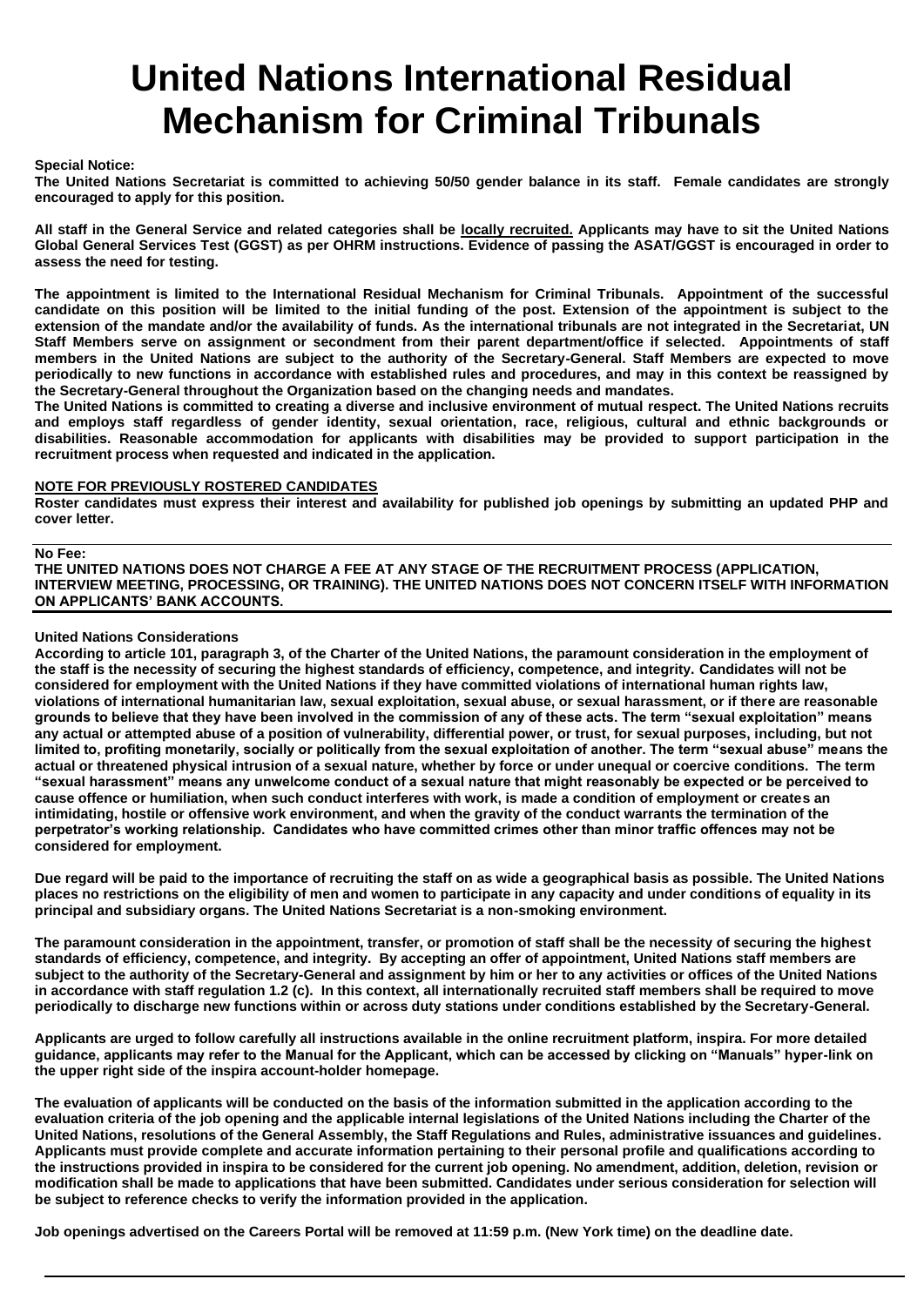# United Nations International Residual Mechanism for Criminal Tribunals

**Special Notice:**

**The United Nations Secretariat is committed to achieving 50/50 gender balance in its staff. Female candidates are strongly encouraged to apply for this position.**

**All staff in the General Service and related categories shall be locally recruited. Applicants may have to sit the United Nations Global General Services Test (GGST) as per OHRM instructions. Evidence of passing the ASAT/GGST is encouraged in order to assess the need for testing.**

**The appointment is limited to the International Residual Mechanism for Criminal Tribunals. Appointment of the successful candidate on this position will be limited to the initial funding of the post. Extension of the appointment is subject to the extension of the mandate and/or the availability of funds. As the international tribunals are not integrated in the Secretariat, UN Staff Members serve on assignment or secondment from their parent department/office if selected. Appointments of staff members in the United Nations are subject to the authority of the Secretary-General. Staff Members are expected to move periodically to new functions in accordance with established rules and procedures, and may in this context be reassigned by the Secretary-General throughout the Organization based on the changing needs and mandates.**

**The United Nations is committed to creating a diverse and inclusive environment of mutual respect. The United Nations recruits and employs staff regardless of gender identity, sexual orientation, race, religious, cultural and ethnic backgrounds or disabilities. Reasonable accommodation for applicants with disabilities may be provided to support participation in the recruitment process when requested and indicated in the application.**

**NOTE FOR PREVIOUSLY ROSTERED CANDIDATES**

**Roster candidates must express their interest and availability for published job openings by submitting an updated PHP and cover letter.**

---

**No Fee:**

**THE UNITED NATIONS DOES NOT CHARGE A FEE AT ANY STAGE OF THE RECRUITMENT PROCESS (APPLICATION, INTERVIEW MEETING, PROCESSING, OR TRAINING). THE UNITED NATIONS DOES NOT CONCERN ITSELF WITH INFORMATION ON APPLICANTS' BANK ACCOUNTS.**

---

**United Nations Considerations**

**According to article 101, paragraph 3, of the Charter of the United Nations, the paramount consideration in the employment of the staff is the necessity of securing the highest standards of efficiency, competence, and integrity. Candidates will not be considered for employment with the United Nations if they have committed violations of international human rights law, violations of international humanitarian law, sexual exploitation, sexual abuse, or sexual harassment, or if there are reasonable grounds to believe that they have been involved in the commission of any of these acts. The term "sexual exploitation" means any actual or attempted abuse of a position of vulnerability, differential power, or trust, for sexual purposes, including, but not limited to, profiting monetarily, socially or politically from the sexual exploitation of another. The term "sexual abuse" means the actual or threatened physical intrusion of a sexual nature, whether by force or under unequal or coercive conditions. The term "sexual harassment" means any unwelcome conduct of a sexual nature that might reasonably be expected or be perceived to cause offence or humiliation, when such conduct interferes with work, is made a condition of employment or creates an intimidating, hostile or offensive work environment, and when the gravity of the conduct warrants the termination of the perpetrator's working relationship. Candidates who have committed crimes other than minor traffic offences may not be considered for employment.**

**Due regard will be paid to the importance of recruiting the staff on as wide a geographical basis as possible. The United Nations places no restrictions on the eligibility of men and women to participate in any capacity and under conditions of equality in its principal and subsidiary organs. The United Nations Secretariat is a non-smoking environment.**

**The paramount consideration in the appointment, transfer, or promotion of staff shall be the necessity of securing the highest standards of efficiency, competence, and integrity. By accepting an offer of appointment, United Nations staff members are subject to the authority of the Secretary-General and assignment by him or her to any activities or offices of the United Nations in accordance with staff regulation 1.2 (c). In this context, all internationally recruited staff members shall be required to move periodically to discharge new functions within or across duty stations under conditions established by the Secretary-General.**

**Applicants are urged to follow carefully all instructions available in the online recruitment platform, inspira. For more detailed guidance, applicants may refer to the Manual for the Applicant, which can be accessed by clicking on "Manuals" hyper-link on the upper right side of the inspira account-holder homepage.**

**The evaluation of applicants will be conducted on the basis of the information submitted in the application according to the evaluation criteria of the job opening and the applicable internal legislations of the United Nations including the Charter of the United Nations, resolutions of the General Assembly, the Staff Regulations and Rules, administrative issuances and guidelines. Applicants must provide complete and accurate information pertaining to their personal profile and qualifications according to the instructions provided in inspira to be considered for the current job opening. No amendment, addition, deletion, revision or modification shall be made to applications that have been submitted. Candidates under serious consideration for selection will be subject to reference checks to verify the information provided in the application.**

**Job openings advertised on the Careers Portal will be removed at 11:59 p.m. (New York time) on the deadline date.**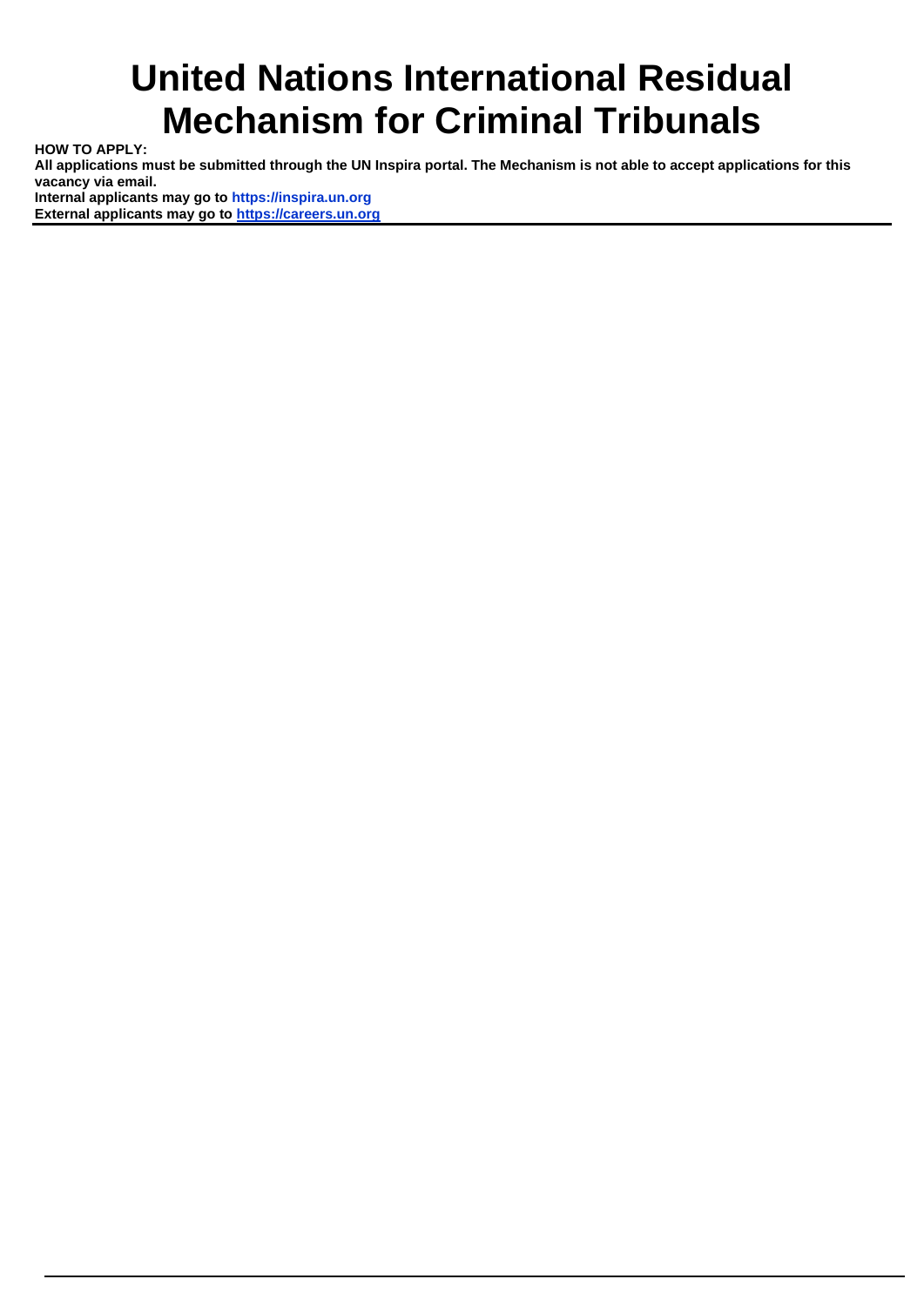# United Nations International Residual Mechanism for Criminal Tribunals

**HOW TO APPLY:**

**All applications must be submitted through the UN Inspira portal. The Mechanism is not able to accept applications for this vacancy via email.**

**Internal applicants may go to https://inspira.un.org**

**External applicants may go to https://careers.un.org**